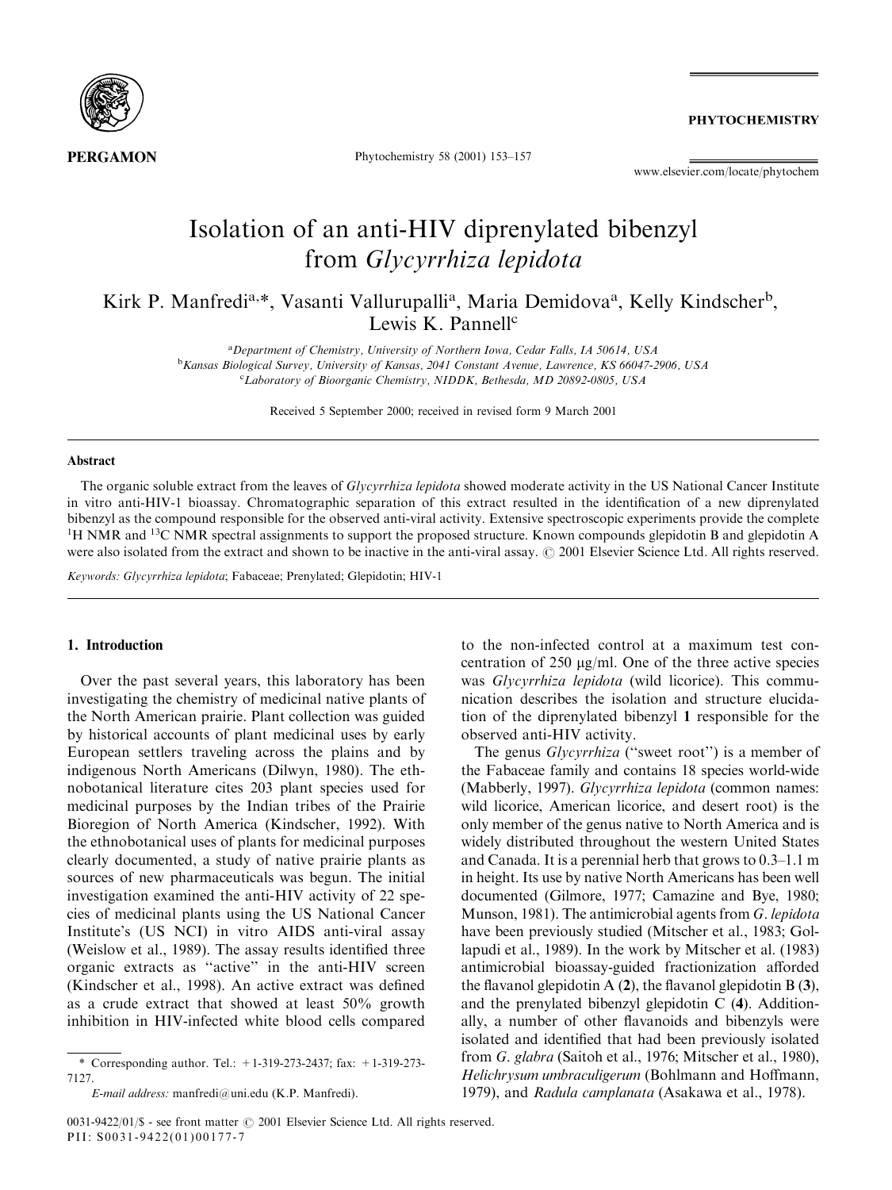# Isolation of an anti-HIV diprenylated bibenzyl from *Glycyrrhiza lepidota*

Kirk P. Manfredi[a,*], Vasanti Vallurupalli[a], Maria Demidova[a], Kelly Kindscher[b], Lewis K. Pannell[c]

[a]Department of Chemistry, University of Northern Iowa, Cedar Falls, IA 50614, USA
[b]Kansas Biological Survey, University of Kansas, 2041 Constant Avenue, Lawrence, KS 66047-2906, USA
[c]Laboratory of Bioorganic Chemistry, NIDDK, Bethesda, MD 20892-0805, USA

Received 5 September 2000; received in revised form 9 March 2001

## Abstract

The organic soluble extract from the leaves of *Glycyrrhiza lepidota* showed moderate activity in the US National Cancer Institute in vitro anti-HIV-1 bioassay. Chromatographic separation of this extract resulted in the identification of a new diprenylated bibenzyl as the compound responsible for the observed anti-viral activity. Extensive spectroscopic experiments provide the complete $^{1}$H NMR and $^{13}$C NMR spectral assignments to support the proposed structure. Known compounds glepidotin B and glepidotin A were also isolated from the extract and shown to be inactive in the anti-viral assay. © 2001 Elsevier Science Ltd. All rights reserved.

*Keywords:* *Glycyrrhiza lepidota*; Fabaceae; Prenylated; Glepidotin; HIV-1

## 1. Introduction

Over the past several years, this laboratory has been investigating the chemistry of medicinal native plants of the North American prairie. Plant collection was guided by historical accounts of plant medicinal uses by early European settlers traveling across the plains and by indigenous North Americans (Dilwyn, 1980). The ethnobotanical literature cites 203 plant species used for medicinal purposes by the Indian tribes of the Prairie Bioregion of North America (Kindscher, 1992). With the ethnobotanical uses of plants for medicinal purposes clearly documented, a study of native prairie plants as sources of new pharmaceuticals was begun. The initial investigation examined the anti-HIV activity of 22 species of medicinal plants using the US National Cancer Institute's (US NCI) in vitro AIDS anti-viral assay (Weislow et al., 1989). The assay results identified three organic extracts as "active" in the anti-HIV screen (Kindscher et al., 1998). An active extract was defined as a crude extract that showed at least 50% growth inhibition in HIV-infected white blood cells compared to the non-infected control at a maximum test concentration of 250 μg/ml. One of the three active species was *Glycyrrhiza lepidota* (wild licorice). This communication describes the isolation and structure elucidation of the diprenylated bibenzyl **1** responsible for the observed anti-HIV activity.

The genus *Glycyrrhiza* ("sweet root") is a member of the Fabaceae family and contains 18 species world-wide (Mabberly, 1997). *Glycyrrhiza lepidota* (common names: wild licorice, American licorice, and desert root) is the only member of the genus native to North America and is widely distributed throughout the western United States and Canada. It is a perennial herb that grows to 0.3–1.1 m in height. Its use by native North Americans has been well documented (Gilmore, 1977; Camazine and Bye, 1980; Munson, 1981). The antimicrobial agents from *G. lepidota* have been previously studied (Mitscher et al., 1983; Gollapudi et al., 1989). In the work by Mitscher et al. (1983) antimicrobial bioassay-guided fractionization afforded the flavanol glepidotin A (**2**), the flavanol glepidotin B (**3**), and the prenylated bibenzyl glepidotin C (**4**). Additionally, a number of other flavanoids and bibenzyls were isolated and identified that had been previously isolated from *G. glabra* (Saitoh et al., 1976; Mitscher et al., 1980), *Helichrysum umbraculigerum* (Bohlmann and Hoffmann, 1979), and *Radula camplanata* (Asakawa et al., 1978).

\* Corresponding author. Tel.: +1-319-273-2437; fax: +1-319-273-7127.

*E-mail address:* manfredi@uni.edu (K.P. Manfredi).

0031-9422/01/$ - see front matter © 2001 Elsevier Science Ltd. All rights reserved.
PII: S0031-9422(01)00177-7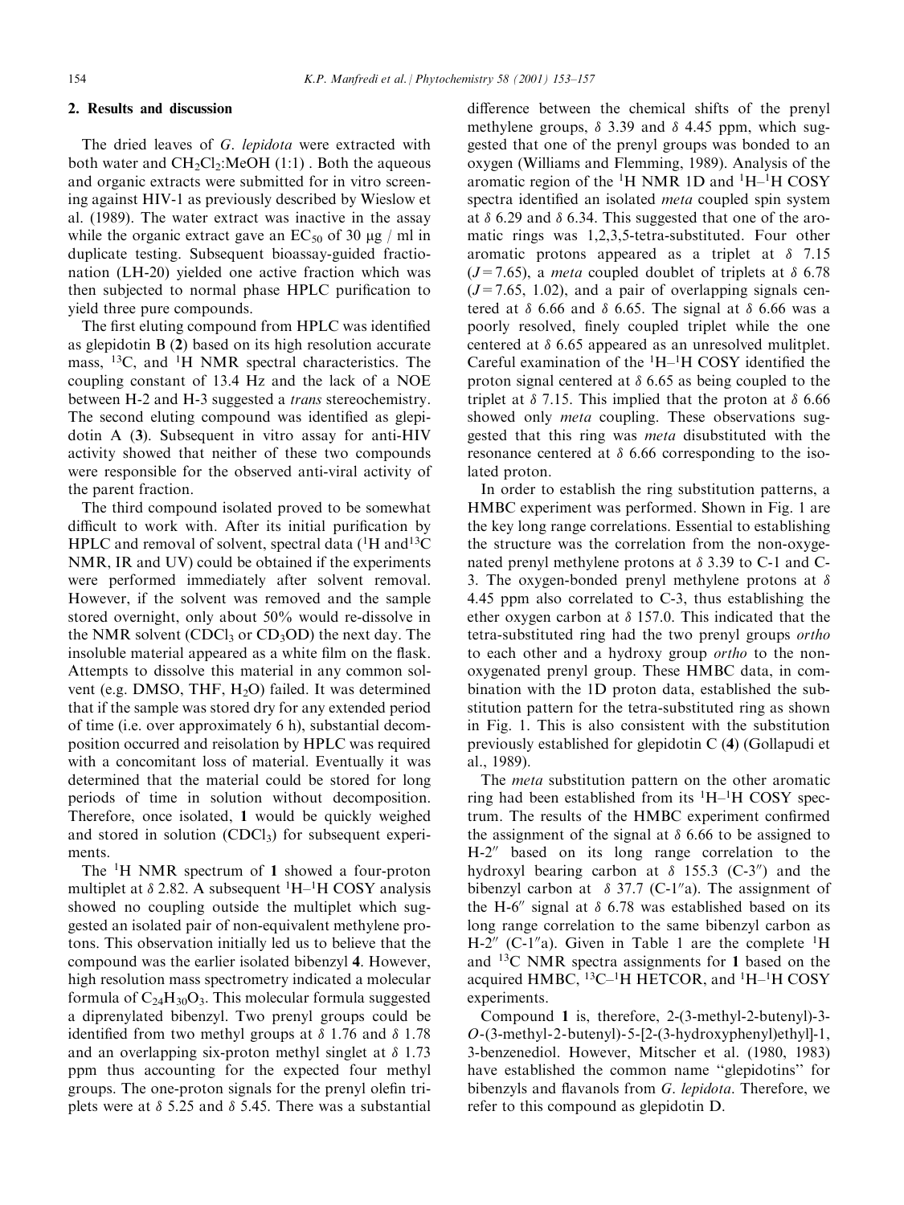## 2. Results and discussion

The dried leaves of *G. lepidota* were extracted with both water and $CH_2Cl_2$:MeOH (1:1) . Both the aqueous and organic extracts were submitted for in vitro screening against HIV-1 as previously described by Wieslow et al. (1989). The water extract was inactive in the assay while the organic extract gave an $EC_{50}$ of 30 μg / ml in duplicate testing. Subsequent bioassay-guided fractionation (LH-20) yielded one active fraction which was then subjected to normal phase HPLC purification to yield three pure compounds.

The first eluting compound from HPLC was identified as glepidotin B (**2**) based on its high resolution accurate mass, $^{13}C$, and $^{1}H$ NMR spectral characteristics. The coupling constant of 13.4 Hz and the lack of a NOE between H-2 and H-3 suggested a *trans* stereochemistry. The second eluting compound was identified as glepidotin A (**3**). Subsequent in vitro assay for anti-HIV activity showed that neither of these two compounds were responsible for the observed anti-viral activity of the parent fraction.

The third compound isolated proved to be somewhat difficult to work with. After its initial purification by HPLC and removal of solvent, spectral data ($^{1}H$ and $^{13}C$ NMR, IR and UV) could be obtained if the experiments were performed immediately after solvent removal. However, if the solvent was removed and the sample stored overnight, only about 50% would re-dissolve in the NMR solvent ($CDCl_3$ or $CD_3OD$) the next day. The insoluble material appeared as a white film on the flask. Attempts to dissolve this material in any common solvent (e.g. DMSO, THF, $H_2O$) failed. It was determined that if the sample was stored dry for any extended period of time (i.e. over approximately 6 h), substantial decomposition occurred and reisolation by HPLC was required with a concomitant loss of material. Eventually it was determined that the material could be stored for long periods of time in solution without decomposition. Therefore, once isolated, **1** would be quickly weighed and stored in solution ($CDCl_3$) for subsequent experiments.

The $^{1}H$ NMR spectrum of **1** showed a four-proton multiplet at δ 2.82. A subsequent $^{1}H$–$^{1}H$ COSY analysis showed no coupling outside the multiplet which suggested an isolated pair of non-equivalent methylene protons. This observation initially led us to believe that the compound was the earlier isolated bibenzyl **4**. However, high resolution mass spectrometry indicated a molecular formula of $C_{24}H_{30}O_3$. This molecular formula suggested a diprenylated bibenzyl. Two prenyl groups could be identified from two methyl groups at δ 1.76 and δ 1.78 and an overlapping six-proton methyl singlet at δ 1.73 ppm thus accounting for the expected four methyl groups. The one-proton signals for the prenyl olefin triplets were at δ 5.25 and δ 5.45. There was a substantial difference between the chemical shifts of the prenyl methylene groups, δ 3.39 and δ 4.45 ppm, which suggested that one of the prenyl groups was bonded to an oxygen (Williams and Flemming, 1989). Analysis of the aromatic region of the $^{1}H$ NMR 1D and $^{1}H$–$^{1}H$ COSY spectra identified an isolated *meta* coupled spin system at δ 6.29 and δ 6.34. This suggested that one of the aromatic rings was 1,2,3,5-tetra-substituted. Four other aromatic protons appeared as a triplet at δ 7.15 ($J$ = 7.65), a *meta* coupled doublet of triplets at δ 6.78 ($J$ = 7.65, 1.02), and a pair of overlapping signals centered at δ 6.66 and δ 6.65. The signal at δ 6.66 was a poorly resolved, finely coupled triplet while the one centered at δ 6.65 appeared as an unresolved mulitplet. Careful examination of the $^{1}H$–$^{1}H$ COSY identified the proton signal centered at δ 6.65 as being coupled to the triplet at δ 7.15. This implied that the proton at δ 6.66 showed only *meta* coupling. These observations suggested that this ring was *meta* disubstituted with the resonance centered at δ 6.66 corresponding to the isolated proton.

In order to establish the ring substitution patterns, a HMBC experiment was performed. Shown in Fig. 1 are the key long range correlations. Essential to establishing the structure was the correlation from the non-oxygenated prenyl methylene protons at δ 3.39 to C-1 and C-3. The oxygen-bonded prenyl methylene protons at δ 4.45 ppm also correlated to C-3, thus establishing the ether oxygen carbon at δ 157.0. This indicated that the tetra-substituted ring had the two prenyl groups *ortho* to each other and a hydroxy group *ortho* to the non-oxygenated prenyl group. These HMBC data, in combination with the 1D proton data, established the substitution pattern for the tetra-substituted ring as shown in Fig. 1. This is also consistent with the substitution previously established for glepidotin C (**4**) (Gollapudi et al., 1989).

The *meta* substitution pattern on the other aromatic ring had been established from its $^{1}H$–$^{1}H$ COSY spectrum. The results of the HMBC experiment confirmed the assignment of the signal at δ 6.66 to be assigned to H-2″ based on its long range correlation to the hydroxyl bearing carbon at δ 155.3 (C-3″) and the bibenzyl carbon at δ 37.7 (C-1″a). The assignment of the H-6″ signal at δ 6.78 was established based on its long range correlation to the same bibenzyl carbon as H-2″ (C-1″a). Given in Table 1 are the complete $^{1}H$ and $^{13}C$ NMR spectra assignments for **1** based on the acquired HMBC, $^{13}C$–$^{1}H$ HETCOR, and $^{1}H$–$^{1}H$ COSY experiments.

Compound **1** is, therefore, 2-(3-methyl-2-butenyl)-3-*O*-(3-methyl-2-butenyl)-5-[2-(3-hydroxyphenyl)ethyl]-1,3-benzenediol. However, Mitscher et al. (1980, 1983) have established the common name "glepidotins" for bibenzyls and flavanols from *G. lepidota*. Therefore, we refer to this compound as glepidotin D.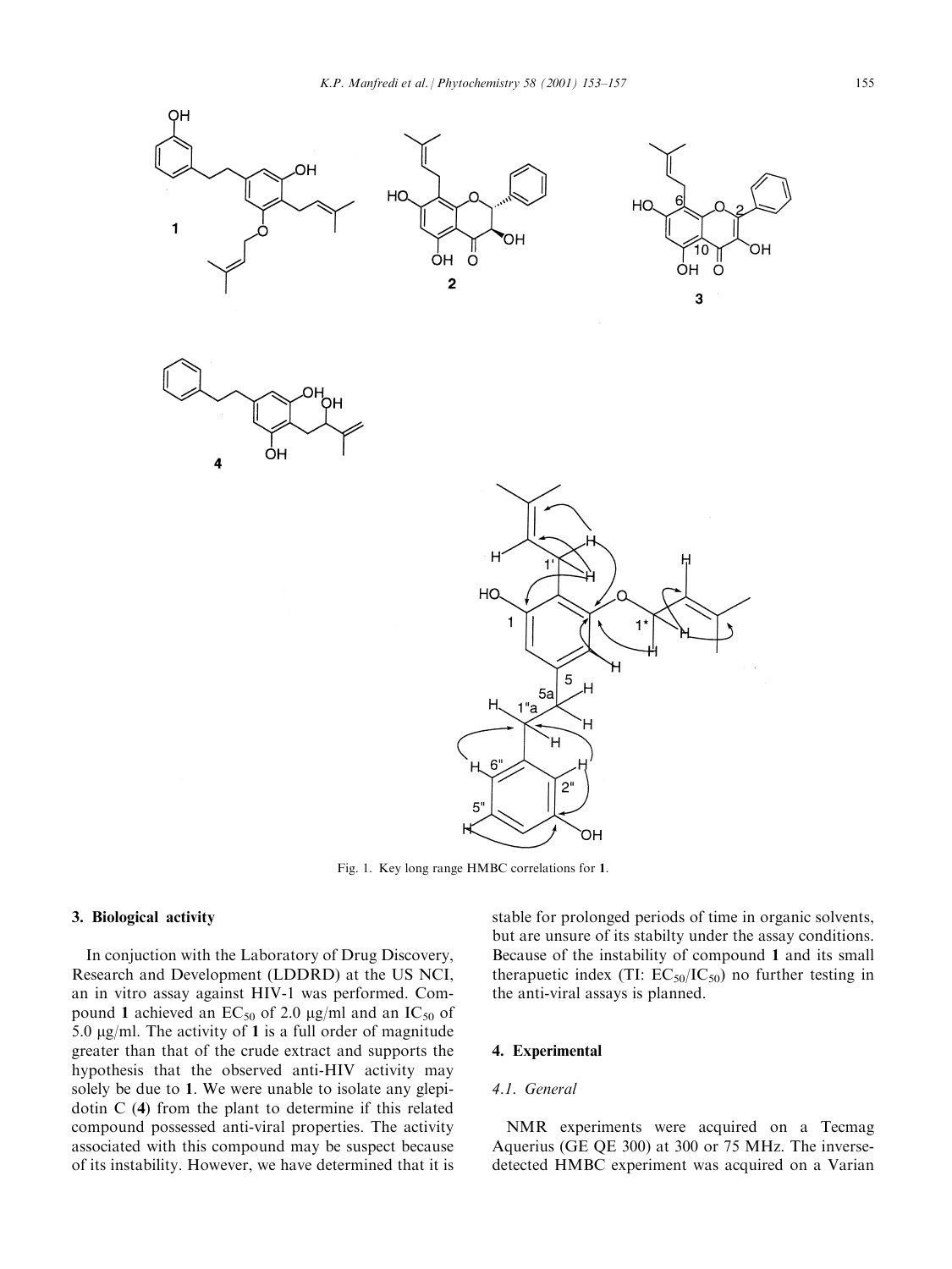Fig. 1. Key long range HMBC correlations for **1**.

## 3. Biological activity

In conjuction with the Laboratory of Drug Discovery, Research and Development (LDDRD) at the US NCI, an in vitro assay against HIV-1 was performed. Compound **1** achieved an $EC_{50}$ of 2.0 μg/ml and an $IC_{50}$ of 5.0 μg/ml. The activity of **1** is a full order of magnitude greater than that of the crude extract and supports the hypothesis that the observed anti-HIV activity may solely be due to **1**. We were unable to isolate any glepidotin C (**4**) from the plant to determine if this related compound possessed anti-viral properties. The activity associated with this compound may be suspect because of its instability. However, we have determined that it is stable for prolonged periods of time in organic solvents, but are unsure of its stabilty under the assay conditions. Because of the instability of compound **1** and its small therapuetic index (TI: $EC_{50}/IC_{50}$) no further testing in the anti-viral assays is planned.

## 4. Experimental

### *4.1. General*

NMR experiments were acquired on a Tecmag Aquerius (GE QE 300) at 300 or 75 MHz. The inverse-detected HMBC experiment was acquired on a Varian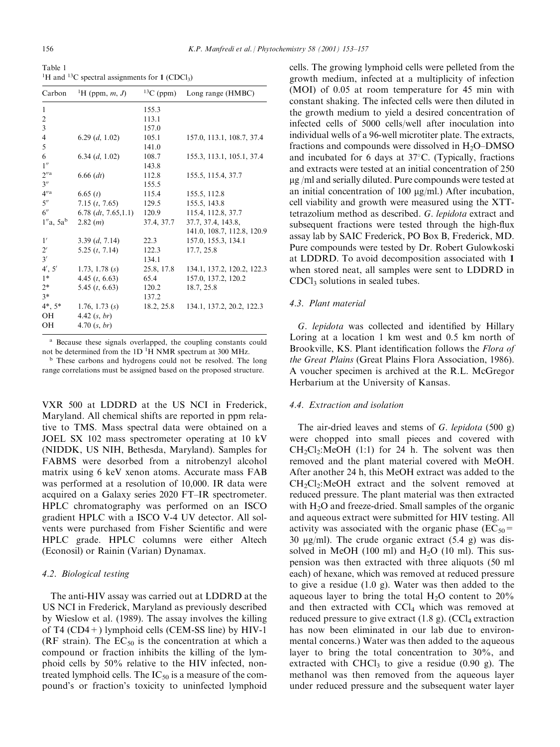Table 1
$^1$H and $^{13}$C spectral assignments for **1** ($CDCl_3$)

| Carbon | $^1$H (ppm, *m*, *J*) | $^{13}$C (ppm) | Long range (HMBC) |
|---|---|---|---|
| 1 | | 155.3 | |
| 2 | | 113.1 | |
| 3 | | 157.0 | |
| 4 | 6.29 (*d*, 1.02) | 105.1 | 157.0, 113.1, 108.7, 37.4 |
| 5 | | 141.0 | |
| 6 | 6.34 (*d*, 1.02) | 108.7 | 155.3, 113.1, 105.1, 37.4 |
| 1″ | | 143.8 | |
| 2″[a] | 6.66 (*dt*) | 112.8 | 155.5, 115.4, 37.7 |
| 3″ | | 155.5 | |
| 4″[a] | 6.65 (*t*) | 115.4 | 155.5, 112.8 |
| 5″ | 7.15 (*t*, 7.65) | 129.5 | 155.5, 143.8 |
| 6″ | 6.78 (*dt*, 7.65,1.1) | 120.9 | 115.4, 112.8, 37.7 |
| 1″a, 5a[b] | 2.82 (*m*) | 37.4, 37.7 | 37.7, 37.4, 143.8, 141.0, 108.7, 112.8, 120.9 |
| 1′ | 3.39 (*d*, 7.14) | 22.3 | 157.0, 155.3, 134.1 |
| 2′ | 5.25 (*t*, 7.14) | 122.3 | 17.7, 25.8 |
| 3′ | | 134.1 | |
| 4′, 5′ | 1.73, 1.78 (*s*) | 25.8, 17.8 | 134.1, 137.2, 120.2, 122.3 |
| 1* | 4.45 (*t*, 6.63) | 65.4 | 157.0, 137.2, 120.2 |
| 2* | 5.45 (*t*, 6.63) | 120.2 | 18.7, 25.8 |
| 3* | | 137.2 | |
| 4*, 5* | 1.76, 1.73 (*s*) | 18.2, 25.8 | 134.1, 137.2, 20.2, 122.3 |
| OH | 4.42 (*s*, *br*) | | |
| OH | 4.70 (*s*, *br*) | | |

[a] Because these signals overlapped, the coupling constants could not be determined from the 1D $^1$H NMR spectrum at 300 MHz.

[b] These carbons and hydrogens could not be resolved. The long range correlations must be assigned based on the proposed structure.

VXR 500 at LDDRD at the US NCI in Frederick, Maryland. All chemical shifts are reported in ppm relative to TMS. Mass spectral data were obtained on a JOEL SX 102 mass spectrometer operating at 10 kV (NIDDK, US NIH, Bethesda, Maryland). Samples for FABMS were desorbed from a nitrobenzyl alcohol matrix using 6 keV xenon atoms. Accurate mass FAB was performed at a resolution of 10,000. IR data were acquired on a Galaxy series 2020 FT–IR spectrometer. HPLC chromatography was performed on an ISCO gradient HPLC with a ISCO V-4 UV detector. All solvents were purchased from Fisher Scientific and were HPLC grade. HPLC columns were either Altech (Econosil) or Rainin (Varian) Dynamax.

### 4.2. Biological testing

The anti-HIV assay was carried out at LDDRD at the US NCI in Frederick, Maryland as previously described by Wieslow et al. (1989). The assay involves the killing of T4 (CD4+) lymphoid cells (CEM-SS line) by HIV-1 (RF strain). The $EC_{50}$ is the concentration at which a compound or fraction inhibits the killing of the lymphoid cells by 50% relative to the HIV infected, non-treated lymphoid cells. The $IC_{50}$ is a measure of the compound's or fraction's toxicity to uninfected lymphoid cells. The growing lymphoid cells were pelleted from the growth medium, infected at a multiplicity of infection (MOI) of 0.05 at room temperature for 45 min with constant shaking. The infected cells were then diluted in the growth medium to yield a desired concentration of infected cells of 5000 cells/well after inoculation into individual wells of a 96-well microtiter plate. The extracts, fractions and compounds were dissolved in $H_2O$–DMSO and incubated for 6 days at 37°C. (Typically, fractions and extracts were tested at an initial concentration of 250 μg /ml and serially diluted. Pure compounds were tested at an initial concentration of 100 μg/ml.) After incubation, cell viability and growth were measured using the XTT-tetrazolium method as described. *G. lepidota* extract and subsequent fractions were tested through the high-flux assay lab by SAIC Frederick, PO Box B, Frederick, MD. Pure compounds were tested by Dr. Robert Gulowkoski at LDDRD. To avoid decomposition associated with **1** when stored neat, all samples were sent to LDDRD in $CDCl_3$ solutions in sealed tubes.

### 4.3. Plant material

*G. lepidota* was collected and identified by Hillary Loring at a location 1 km west and 0.5 km north of Brookville, KS. Plant identification follows the *Flora of the Great Plains* (Great Plains Flora Association, 1986). A voucher specimen is archived at the R.L. McGregor Herbarium at the University of Kansas.

### 4.4. Extraction and isolation

The air-dried leaves and stems of *G. lepidota* (500 g) were chopped into small pieces and covered with $CH_2Cl_2$:MeOH (1:1) for 24 h. The solvent was then removed and the plant material covered with MeOH. After another 24 h, this MeOH extract was added to the $CH_2Cl_2$:MeOH extract and the solvent removed at reduced pressure. The plant material was then extracted with $H_2O$ and freeze-dried. Small samples of the organic and aqueous extract were submitted for HIV testing. All activity was associated with the organic phase ($EC_{50}$ = 30 μg/ml). The crude organic extract (5.4 g) was dissolved in MeOH (100 ml) and $H_2O$ (10 ml). This suspension was then extracted with three aliquots (50 ml each) of hexane, which was removed at reduced pressure to give a residue (1.0 g). Water was then added to the aqueous layer to bring the total $H_2O$ content to 20% and then extracted with $CCl_4$ which was removed at reduced pressure to give extract (1.8 g). ($CCl_4$ extraction has now been eliminated in our lab due to environmental concerns.) Water was then added to the aqueous layer to bring the total concentration to 30%, and extracted with $CHCl_3$ to give a residue (0.90 g). The methanol was then removed from the aqueous layer under reduced pressure and the subsequent water layer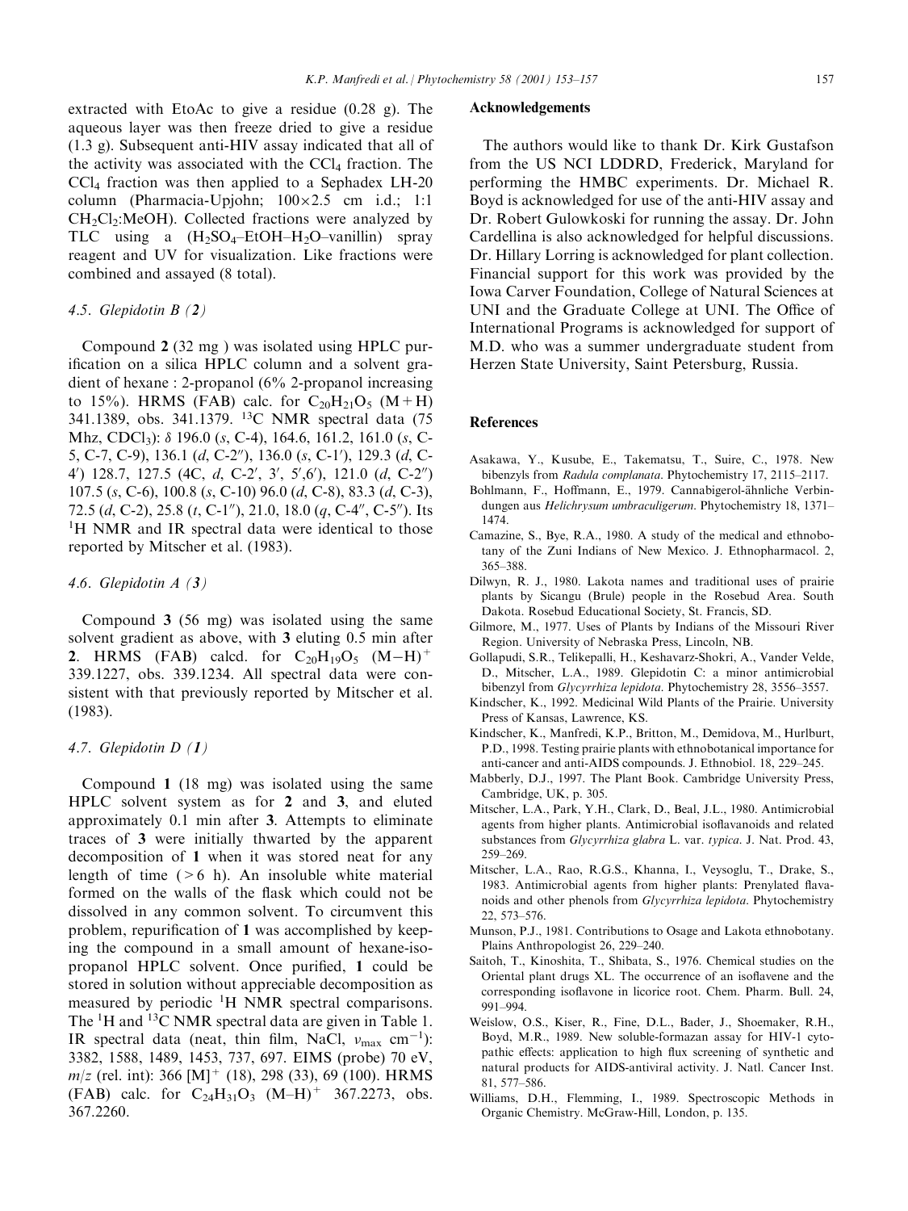extracted with EtoAc to give a residue (0.28 g). The aqueous layer was then freeze dried to give a residue (1.3 g). Subsequent anti-HIV assay indicated that all of the activity was associated with the $CCl_4$ fraction. The $CCl_4$ fraction was then applied to a Sephadex LH-20 column (Pharmacia-Upjohn; 100×2.5 cm i.d.; 1:1 $CH_2Cl_2$:MeOH). Collected fractions were analyzed by TLC using a ($H_2SO_4$–EtOH–$H_2O$–vanillin) spray reagent and UV for visualization. Like fractions were combined and assayed (8 total).

### 4.5. Glepidotin B (2)

Compound **2** (32 mg ) was isolated using HPLC purification on a silica HPLC column and a solvent gradient of hexane : 2-propanol (6% 2-propanol increasing to 15%). HRMS (FAB) calc. for $C_{20}H_{21}O_5$ (M+H) 341.1389, obs. 341.1379. $^{13}C$ NMR spectral data (75 Mhz, $CDCl_3$): δ 196.0 (*s*, C-4), 164.6, 161.2, 161.0 (*s*, C-5, C-7, C-9), 136.1 (*d*, C-2″), 136.0 (*s*, C-1′), 129.3 (*d*, C-4′) 128.7, 127.5 (4C, *d*, C-2′, 3′, 5′,6′), 121.0 (*d*, C-2″) 107.5 (*s*, C-6), 100.8 (*s*, C-10) 96.0 (*d*, C-8), 83.3 (*d*, C-3), 72.5 (*d*, C-2), 25.8 (*t*, C-1″), 21.0, 18.0 (*q*, C-4″, C-5″). Its $^1H$ NMR and IR spectral data were identical to those reported by Mitscher et al. (1983).

### 4.6. Glepidotin A (3)

Compound **3** (56 mg) was isolated using the same solvent gradient as above, with **3** eluting 0.5 min after **2**. HRMS (FAB) calcd. for $C_{20}H_{19}O_5$ $(M-H)^+$ 339.1227, obs. 339.1234. All spectral data were consistent with that previously reported by Mitscher et al. (1983).

### 4.7. Glepidotin D (1)

Compound **1** (18 mg) was isolated using the same HPLC solvent system as for **2** and **3**, and eluted approximately 0.1 min after **3**. Attempts to eliminate traces of **3** were initially thwarted by the apparent decomposition of **1** when it was stored neat for any length of time (>6 h). An insoluble white material formed on the walls of the flask which could not be dissolved in any common solvent. To circumvent this problem, repurification of **1** was accomplished by keeping the compound in a small amount of hexane-isopropanol HPLC solvent. Once purified, **1** could be stored in solution without appreciable decomposition as measured by periodic $^1H$ NMR spectral comparisons. The $^1H$ and $^{13}C$ NMR spectral data are given in Table 1. IR spectral data (neat, thin film, NaCl, $\nu_{max}$ cm$^{-1}$): 3382, 1588, 1489, 1453, 737, 697. EIMS (probe) 70 eV, *m*/*z* (rel. int): 366 $[M]^+$ (18), 298 (33), 69 (100). HRMS (FAB) calc. for $C_{24}H_{31}O_3$ $(M–H)^+$ 367.2273, obs. 367.2260.

## Acknowledgements

The authors would like to thank Dr. Kirk Gustafson from the US NCI LDDRD, Frederick, Maryland for performing the HMBC experiments. Dr. Michael R. Boyd is acknowledged for use of the anti-HIV assay and Dr. Robert Gulowkoski for running the assay. Dr. John Cardellina is also acknowledged for helpful discussions. Dr. Hillary Lorring is acknowledged for plant collection. Financial support for this work was provided by the Iowa Carver Foundation, College of Natural Sciences at UNI and the Graduate College at UNI. The Office of International Programs is acknowledged for support of M.D. who was a summer undergraduate student from Herzen State University, Saint Petersburg, Russia.

## References

Asakawa, Y., Kusube, E., Takematsu, T., Suire, C., 1978. New bibenzyls from *Radula complanata*. Phytochemistry 17, 2115–2117.

Bohlmann, F., Hoffmann, E., 1979. Cannabigerol-ähnliche Verbindungen aus *Helichrysum umbraculigerum*. Phytochemistry 18, 1371–1474.

Camazine, S., Bye, R.A., 1980. A study of the medical and ethnobotany of the Zuni Indians of New Mexico. J. Ethnopharmacol. 2, 365–388.

Dilwyn, R. J., 1980. Lakota names and traditional uses of prairie plants by Sicangu (Brule) people in the Rosebud Area. South Dakota. Rosebud Educational Society, St. Francis, SD.

Gilmore, M., 1977. Uses of Plants by Indians of the Missouri River Region. University of Nebraska Press, Lincoln, NB.

Gollapudi, S.R., Telikepalli, H., Keshavarz-Shokri, A., Vander Velde, D., Mitscher, L.A., 1989. Glepidotin C: a minor antimicrobial bibenzyl from *Glycyrrhiza lepidota*. Phytochemistry 28, 3556–3557.

Kindscher, K., 1992. Medicinal Wild Plants of the Prairie. University Press of Kansas, Lawrence, KS.

Kindscher, K., Manfredi, K.P., Britton, M., Demidova, M., Hurlburt, P.D., 1998. Testing prairie plants with ethnobotanical importance for anti-cancer and anti-AIDS compounds. J. Ethnobiol. 18, 229–245.

Mabberly, D.J., 1997. The Plant Book. Cambridge University Press, Cambridge, UK, p. 305.

Mitscher, L.A., Park, Y.H., Clark, D., Beal, J.L., 1980. Antimicrobial agents from higher plants. Antimicrobial isoflavanoids and related substances from *Glycyrrhiza glabra* L. var. *typica*. J. Nat. Prod. 43, 259–269.

Mitscher, L.A., Rao, R.G.S., Khanna, I., Veysoglu, T., Drake, S., 1983. Antimicrobial agents from higher plants: Prenylated flavanoids and other phenols from *Glycyrrhiza lepidota*. Phytochemistry 22, 573–576.

Munson, P.J., 1981. Contributions to Osage and Lakota ethnobotany. Plains Anthropologist 26, 229–240.

Saitoh, T., Kinoshita, T., Shibata, S., 1976. Chemical studies on the Oriental plant drugs XL. The occurrence of an isoflavene and the corresponding isoflavone in licorice root. Chem. Pharm. Bull. 24, 991–994.

Weislow, O.S., Kiser, R., Fine, D.L., Bader, J., Shoemaker, R.H., Boyd, M.R., 1989. New soluble-formazan assay for HIV-1 cytopathic effects: application to high flux screening of synthetic and natural products for AIDS-antiviral activity. J. Natl. Cancer Inst. 81, 577–586.

Williams, D.H., Flemming, I., 1989. Spectroscopic Methods in Organic Chemistry. McGraw-Hill, London, p. 135.